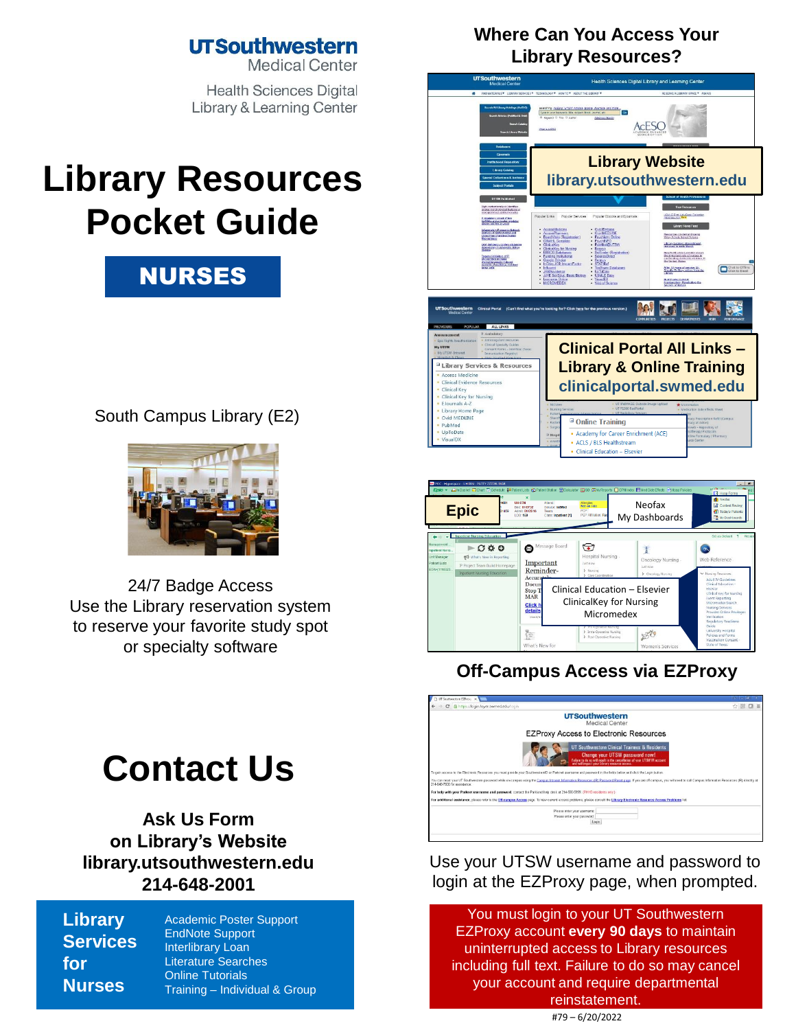UTSouthwestern Medical Center

Health Sciences Digital Library & Learning Center

# Library Resources Pocket Guide

## NURSES

South Campus Library (E2)

24/7 Badge Access
Use the Library reservation system to reserve your favorite study spot or specialty software

# Contact Us

**Ask Us Form on Library's Website**
**library.utsouthwestern.edu**
**214-648-2001**

**Library Services for Nurses**

- Academic Poster Support
- EndNote Support
- Interlibrary Loan
- Literature Searches
- Online Tutorials
- Training – Individual & Group

## Where Can You Access Your Library Resources?

**Library Website**
library.utsouthwestern.edu

**Clinical Portal All Links – Library & Online Training**
clinicalportal.swmed.edu

**Epic**

Neofax
My Dashboards

Clinical Education – Elsevier
ClinicalKey for Nursing
Micromedex

## Off-Campus Access via EZProxy

Use your UTSW username and password to login at the EZProxy page, when prompted.

You must login to your UT Southwestern EZProxy account **every 90 days** to maintain uninterrupted access to Library resources including full text. Failure to do so may cancel your account and require departmental reinstatement.

#79 – 6/20/2022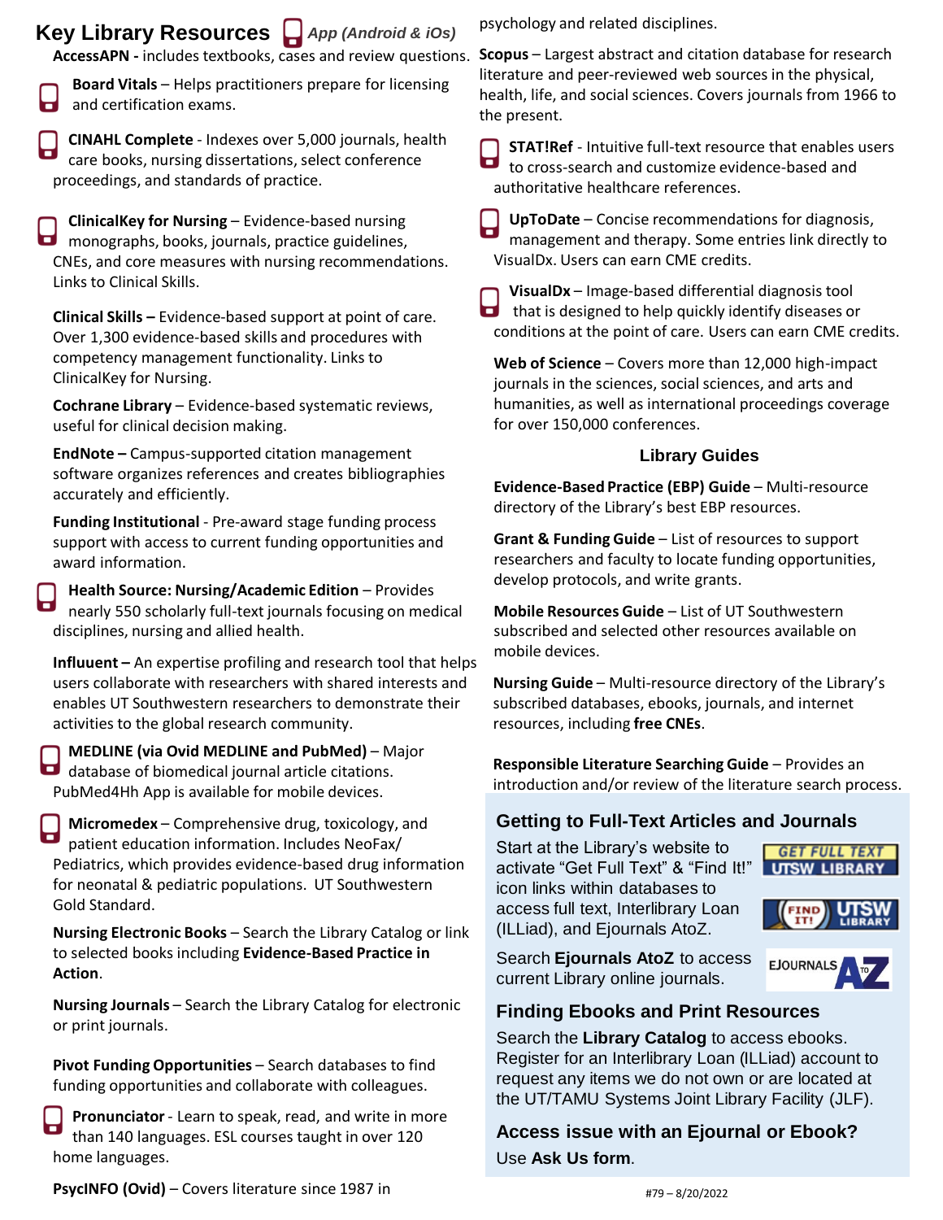## Key Library Resources

App (Android & iOs)

**AccessAPN -** includes textbooks, cases and review questions.

**Board Vitals** – Helps practitioners prepare for licensing and certification exams.

**CINAHL Complete** - Indexes over 5,000 journals, health care books, nursing dissertations, select conference proceedings, and standards of practice.

**ClinicalKey for Nursing** – Evidence-based nursing monographs, books, journals, practice guidelines, CNEs, and core measures with nursing recommendations. Links to Clinical Skills.

**Clinical Skills –** Evidence-based support at point of care. Over 1,300 evidence-based skills and procedures with competency management functionality. Links to ClinicalKey for Nursing.

**Cochrane Library** – Evidence-based systematic reviews, useful for clinical decision making.

**EndNote –** Campus-supported citation management software organizes references and creates bibliographies accurately and efficiently.

**Funding Institutional** - Pre-award stage funding process support with access to current funding opportunities and award information.

**Health Source: Nursing/Academic Edition** – Provides nearly 550 scholarly full-text journals focusing on medical disciplines, nursing and allied health.

**Influuent –** An expertise profiling and research tool that helps users collaborate with researchers with shared interests and enables UT Southwestern researchers to demonstrate their activities to the global research community.

**MEDLINE (via Ovid MEDLINE and PubMed)** – Major database of biomedical journal article citations. PubMed4Hh App is available for mobile devices.

**Micromedex** – Comprehensive drug, toxicology, and patient education information. Includes NeoFax/ Pediatrics, which provides evidence-based drug information for neonatal & pediatric populations. UT Southwestern Gold Standard.

**Nursing Electronic Books** – Search the Library Catalog or link to selected books including **Evidence-Based Practice in Action**.

**Nursing Journals** – Search the Library Catalog for electronic or print journals.

**Pivot Funding Opportunities** – Search databases to find funding opportunities and collaborate with colleagues.

**Pronunciator** - Learn to speak, read, and write in more than 140 languages. ESL courses taught in over 120 home languages.

**PsycINFO (Ovid)** – Covers literature since 1987 in psychology and related disciplines.

**Scopus** – Largest abstract and citation database for research literature and peer-reviewed web sources in the physical, health, life, and social sciences. Covers journals from 1966 to the present.

**STAT!Ref** - Intuitive full-text resource that enables users to cross-search and customize evidence-based and authoritative healthcare references.

**UpToDate** – Concise recommendations for diagnosis, management and therapy. Some entries link directly to VisualDx. Users can earn CME credits.

**VisualDx** – Image-based differential diagnosis tool that is designed to help quickly identify diseases or conditions at the point of care. Users can earn CME credits.

**Web of Science** – Covers more than 12,000 high-impact journals in the sciences, social sciences, and arts and humanities, as well as international proceedings coverage for over 150,000 conferences.

### Library Guides

**Evidence-Based Practice (EBP) Guide** – Multi-resource directory of the Library's best EBP resources.

**Grant & Funding Guide** – List of resources to support researchers and faculty to locate funding opportunities, develop protocols, and write grants.

**Mobile Resources Guide** – List of UT Southwestern subscribed and selected other resources available on mobile devices.

**Nursing Guide** – Multi-resource directory of the Library's subscribed databases, ebooks, journals, and internet resources, including **free CNEs**.

**Responsible Literature Searching Guide** – Provides an introduction and/or review of the literature search process.

### Getting to Full-Text Articles and Journals

Start at the Library's website to activate "Get Full Text" & "Find It!" icon links within databases to access full text, Interlibrary Loan (ILLiad), and Ejournals AtoZ.

GET FULL TEXT UTSW LIBRARY

FIND IT! UTSW LIBRARY

Search **Ejournals AtoZ** to access current Library online journals.

EJOURNALS A TO Z

### Finding Ebooks and Print Resources

Search the **Library Catalog** to access ebooks. Register for an Interlibrary Loan (ILLiad) account to request any items we do not own or are located at the UT/TAMU Systems Joint Library Facility (JLF).

### Access issue with an Ejournal or Ebook?

Use **Ask Us form**.

#79 – 8/20/2022